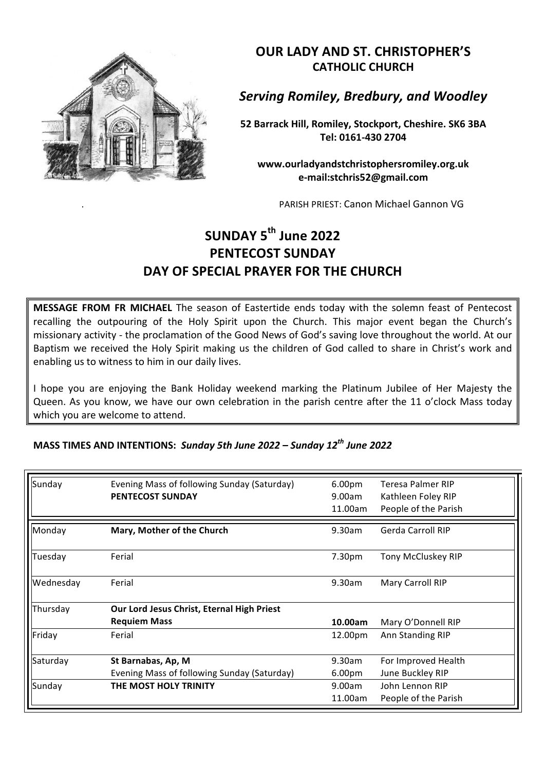# OUR LADY AND ST. CHRISTOPHER'S
## CATHOLIC CHURCH

### *Serving Romiley, Bredbury, and Woodley*

**52 Barrack Hill, Romiley, Stockport, Cheshire. SK6 3BA**
**Tel: 0161-430 2704**

**www.ourladyandstchristophersromiley.org.uk**
**e-mail:stchris52@gmail.com**

PARISH PRIEST: Canon Michael Gannon VG

# SUNDAY 5th June 2022
# PENTECOST SUNDAY
# DAY OF SPECIAL PRAYER FOR THE CHURCH

**MESSAGE FROM FR MICHAEL** The season of Eastertide ends today with the solemn feast of Pentecost recalling the outpouring of the Holy Spirit upon the Church. This major event began the Church's missionary activity - the proclamation of the Good News of God's saving love throughout the world. At our Baptism we received the Holy Spirit making us the children of God called to share in Christ's work and enabling us to witness to him in our daily lives.

I hope you are enjoying the Bank Holiday weekend marking the Platinum Jubilee of Her Majesty the Queen. As you know, we have our own celebration in the parish centre after the 11 o'clock Mass today which you are welcome to attend.

**MASS TIMES AND INTENTIONS:** ***Sunday 5th June 2022 – Sunday 12th June 2022***

| Day | Celebration | Time | Intention |
|---|---|---|---|
| Sunday | Evening Mass of following Sunday (Saturday) | 6.00pm | Teresa Palmer RIP |
| | **PENTECOST SUNDAY** | 9.00am | Kathleen Foley RIP |
| | | 11.00am | People of the Parish |
| Monday | **Mary, Mother of the Church** | 9.30am | Gerda Carroll RIP |
| Tuesday | Ferial | 7.30pm | Tony McCluskey RIP |
| Wednesday | Ferial | 9.30am | Mary Carroll RIP |
| Thursday | **Our Lord Jesus Christ, Eternal High Priest** | | |
| | **Requiem Mass** | **10.00am** | Mary O'Donnell RIP |
| Friday | Ferial | 12.00pm | Ann Standing RIP |
| Saturday | **St Barnabas, Ap, M** | 9.30am | For Improved Health |
| | Evening Mass of following Sunday (Saturday) | 6.00pm | June Buckley RIP |
| Sunday | **THE MOST HOLY TRINITY** | 9.00am | John Lennon RIP |
| | | 11.00am | People of the Parish |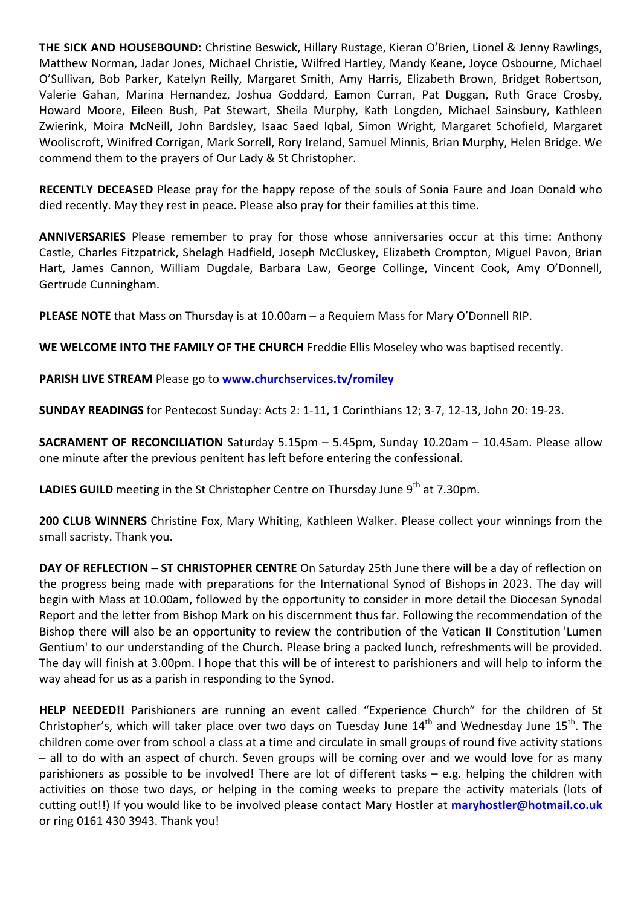**THE SICK AND HOUSEBOUND:** Christine Beswick, Hillary Rustage, Kieran O'Brien, Lionel & Jenny Rawlings, Matthew Norman, Jadar Jones, Michael Christie, Wilfred Hartley, Mandy Keane, Joyce Osbourne, Michael O'Sullivan, Bob Parker, Katelyn Reilly, Margaret Smith, Amy Harris, Elizabeth Brown, Bridget Robertson, Valerie Gahan, Marina Hernandez, Joshua Goddard, Eamon Curran, Pat Duggan, Ruth Grace Crosby, Howard Moore, Eileen Bush, Pat Stewart, Sheila Murphy, Kath Longden, Michael Sainsbury, Kathleen Zwierink, Moira McNeill, John Bardsley, Isaac Saed Iqbal, Simon Wright, Margaret Schofield, Margaret Wooliscroft, Winifred Corrigan, Mark Sorrell, Rory Ireland, Samuel Minnis, Brian Murphy, Helen Bridge. We commend them to the prayers of Our Lady & St Christopher.

**RECENTLY DECEASED** Please pray for the happy repose of the souls of Sonia Faure and Joan Donald who died recently. May they rest in peace. Please also pray for their families at this time.

**ANNIVERSARIES** Please remember to pray for those whose anniversaries occur at this time: Anthony Castle, Charles Fitzpatrick, Shelagh Hadfield, Joseph McCluskey, Elizabeth Crompton, Miguel Pavon, Brian Hart, James Cannon, William Dugdale, Barbara Law, George Collinge, Vincent Cook, Amy O'Donnell, Gertrude Cunningham.

**PLEASE NOTE** that Mass on Thursday is at 10.00am – a Requiem Mass for Mary O'Donnell RIP.

**WE WELCOME INTO THE FAMILY OF THE CHURCH** Freddie Ellis Moseley who was baptised recently.

**PARISH LIVE STREAM** Please go to **www.churchservices.tv/romiley**

**SUNDAY READINGS** for Pentecost Sunday: Acts 2: 1-11, 1 Corinthians 12; 3-7, 12-13, John 20: 19-23.

**SACRAMENT OF RECONCILIATION** Saturday 5.15pm – 5.45pm, Sunday 10.20am – 10.45am. Please allow one minute after the previous penitent has left before entering the confessional.

**LADIES GUILD** meeting in the St Christopher Centre on Thursday June 9th at 7.30pm.

**200 CLUB WINNERS** Christine Fox, Mary Whiting, Kathleen Walker. Please collect your winnings from the small sacristy. Thank you.

**DAY OF REFLECTION – ST CHRISTOPHER CENTRE** On Saturday 25th June there will be a day of reflection on the progress being made with preparations for the International Synod of Bishops in 2023. The day will begin with Mass at 10.00am, followed by the opportunity to consider in more detail the Diocesan Synodal Report and the letter from Bishop Mark on his discernment thus far. Following the recommendation of the Bishop there will also be an opportunity to review the contribution of the Vatican II Constitution 'Lumen Gentium' to our understanding of the Church. Please bring a packed lunch, refreshments will be provided. The day will finish at 3.00pm. I hope that this will be of interest to parishioners and will help to inform the way ahead for us as a parish in responding to the Synod.

**HELP NEEDED!!** Parishioners are running an event called "Experience Church" for the children of St Christopher's, which will taker place over two days on Tuesday June 14th and Wednesday June 15th. The children come over from school a class at a time and circulate in small groups of round five activity stations – all to do with an aspect of church. Seven groups will be coming over and we would love for as many parishioners as possible to be involved! There are lot of different tasks – e.g. helping the children with activities on those two days, or helping in the coming weeks to prepare the activity materials (lots of cutting out!!) If you would like to be involved please contact Mary Hostler at **maryhostler@hotmail.co.uk** or ring 0161 430 3943. Thank you!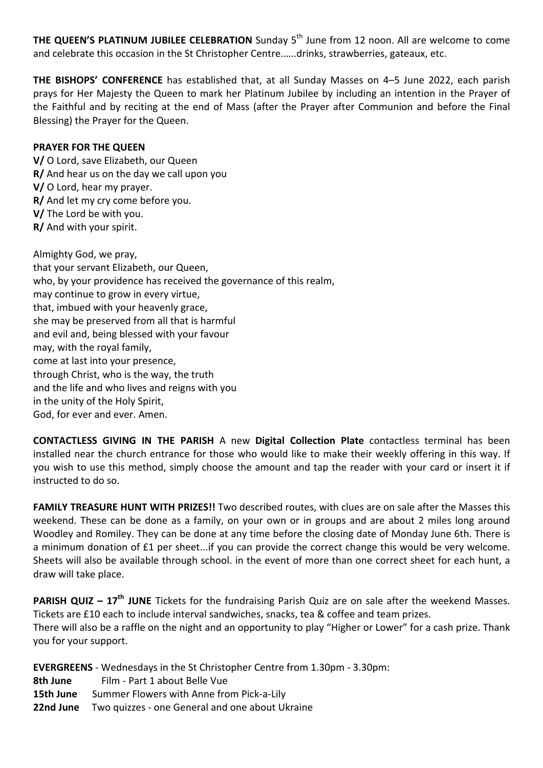**THE QUEEN'S PLATINUM JUBILEE CELEBRATION** Sunday 5th June from 12 noon. All are welcome to come and celebrate this occasion in the St Christopher Centre……drinks, strawberries, gateaux, etc.

**THE BISHOPS' CONFERENCE** has established that, at all Sunday Masses on 4–5 June 2022, each parish prays for Her Majesty the Queen to mark her Platinum Jubilee by including an intention in the Prayer of the Faithful and by reciting at the end of Mass (after the Prayer after Communion and before the Final Blessing) the Prayer for the Queen.

**PRAYER FOR THE QUEEN**

**V/** O Lord, save Elizabeth, our Queen
**R/** And hear us on the day we call upon you
**V/** O Lord, hear my prayer.
**R/** And let my cry come before you.
**V/** The Lord be with you.
**R/** And with your spirit.

Almighty God, we pray,
that your servant Elizabeth, our Queen,
who, by your providence has received the governance of this realm,
may continue to grow in every virtue,
that, imbued with your heavenly grace,
she may be preserved from all that is harmful
and evil and, being blessed with your favour
may, with the royal family,
come at last into your presence,
through Christ, who is the way, the truth
and the life and who lives and reigns with you
in the unity of the Holy Spirit,
God, for ever and ever. Amen.

**CONTACTLESS GIVING IN THE PARISH** A new **Digital Collection Plate** contactless terminal has been installed near the church entrance for those who would like to make their weekly offering in this way. If you wish to use this method, simply choose the amount and tap the reader with your card or insert it if instructed to do so.

**FAMILY TREASURE HUNT WITH PRIZES!!** Two described routes, with clues are on sale after the Masses this weekend. These can be done as a family, on your own or in groups and are about 2 miles long around Woodley and Romiley. They can be done at any time before the closing date of Monday June 6th. There is a minimum donation of £1 per sheet...if you can provide the correct change this would be very welcome. Sheets will also be available through school. in the event of more than one correct sheet for each hunt, a draw will take place.

**PARISH QUIZ – 17th JUNE** Tickets for the fundraising Parish Quiz are on sale after the weekend Masses. Tickets are £10 each to include interval sandwiches, snacks, tea & coffee and team prizes.
There will also be a raffle on the night and an opportunity to play "Higher or Lower" for a cash prize. Thank you for your support.

**EVERGREENS** - Wednesdays in the St Christopher Centre from 1.30pm - 3.30pm:
**8th June** Film - Part 1 about Belle Vue
**15th June** Summer Flowers with Anne from Pick-a-Lily
**22nd June** Two quizzes - one General and one about Ukraine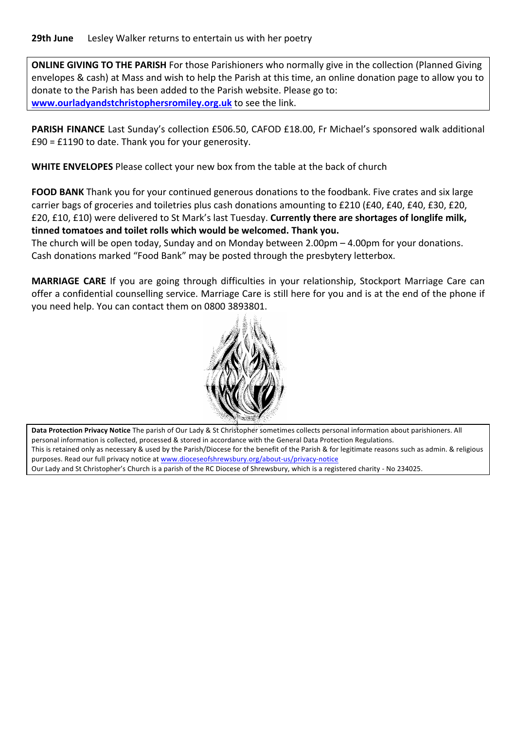**29th June** Lesley Walker returns to entertain us with her poetry

**ONLINE GIVING TO THE PARISH** For those Parishioners who normally give in the collection (Planned Giving envelopes & cash) at Mass and wish to help the Parish at this time, an online donation page to allow you to donate to the Parish has been added to the Parish website. Please go to: **www.ourladyandstchristophersromiley.org.uk** to see the link.

**PARISH FINANCE** Last Sunday's collection £506.50, CAFOD £18.00, Fr Michael's sponsored walk additional £90 = £1190 to date. Thank you for your generosity.

**WHITE ENVELOPES** Please collect your new box from the table at the back of church

**FOOD BANK** Thank you for your continued generous donations to the foodbank. Five crates and six large carrier bags of groceries and toiletries plus cash donations amounting to £210 (£40, £40, £40, £30, £20, £20, £10, £10) were delivered to St Mark's last Tuesday. **Currently there are shortages of longlife milk, tinned tomatoes and toilet rolls which would be welcomed. Thank you.**

The church will be open today, Sunday and on Monday between 2.00pm – 4.00pm for your donations. Cash donations marked "Food Bank" may be posted through the presbytery letterbox.

**MARRIAGE CARE** If you are going through difficulties in your relationship, Stockport Marriage Care can offer a confidential counselling service. Marriage Care is still here for you and is at the end of the phone if you need help. You can contact them on 0800 3893801.

**Data Protection Privacy Notice** The parish of Our Lady & St Christopher sometimes collects personal information about parishioners. All personal information is collected, processed & stored in accordance with the General Data Protection Regulations.
This is retained only as necessary & used by the Parish/Diocese for the benefit of the Parish & for legitimate reasons such as admin. & religious purposes. Read our full privacy notice at www.dioceseofshrewsbury.org/about-us/privacy-notice
Our Lady and St Christopher's Church is a parish of the RC Diocese of Shrewsbury, which is a registered charity - No 234025.